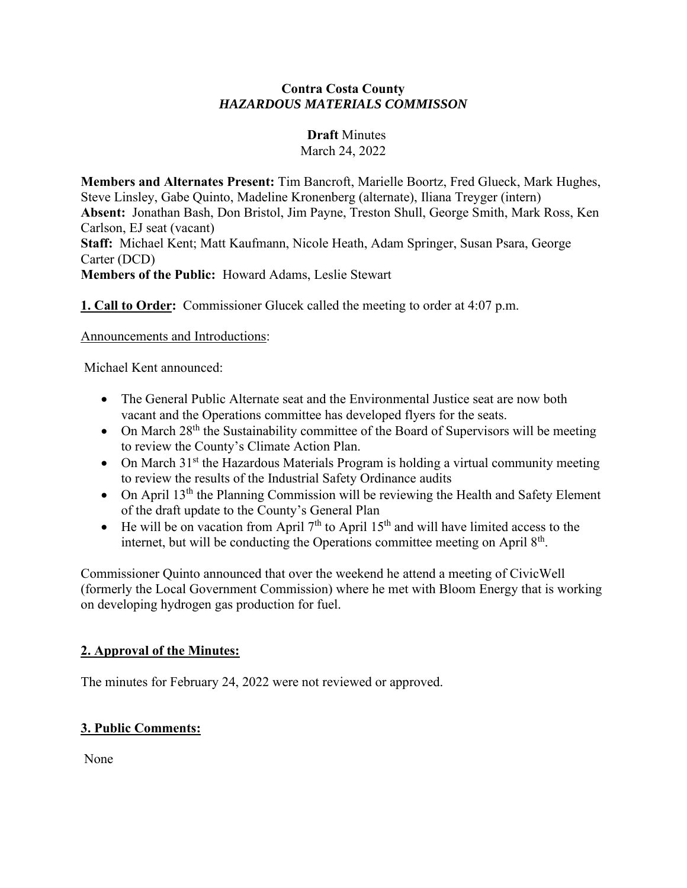**Contra Costa County**
***HAZARDOUS MATERIALS COMMISSON***

**Draft** Minutes
March 24, 2022

**Members and Alternates Present:** Tim Bancroft, Marielle Boortz, Fred Glueck, Mark Hughes, Steve Linsley, Gabe Quinto, Madeline Kronenberg (alternate), Iliana Treyger (intern)
**Absent:** Jonathan Bash, Don Bristol, Jim Payne, Treston Shull, George Smith, Mark Ross, Ken Carlson, EJ seat (vacant)
**Staff:** Michael Kent; Matt Kaufmann, Nicole Heath, Adam Springer, Susan Psara, George Carter (DCD)
**Members of the Public:** Howard Adams, Leslie Stewart

**1. Call to Order:** Commissioner Glucek called the meeting to order at 4:07 p.m.

Announcements and Introductions:

Michael Kent announced:

- The General Public Alternate seat and the Environmental Justice seat are now both vacant and the Operations committee has developed flyers for the seats.
- On March 28th the Sustainability committee of the Board of Supervisors will be meeting to review the County's Climate Action Plan.
- On March 31st the Hazardous Materials Program is holding a virtual community meeting to review the results of the Industrial Safety Ordinance audits
- On April 13th the Planning Commission will be reviewing the Health and Safety Element of the draft update to the County's General Plan
- He will be on vacation from April 7th to April 15th and will have limited access to the internet, but will be conducting the Operations committee meeting on April 8th.

Commissioner Quinto announced that over the weekend he attend a meeting of CivicWell (formerly the Local Government Commission) where he met with Bloom Energy that is working on developing hydrogen gas production for fuel.

## 2. Approval of the Minutes:

The minutes for February 24, 2022 were not reviewed or approved.

## 3. Public Comments:

None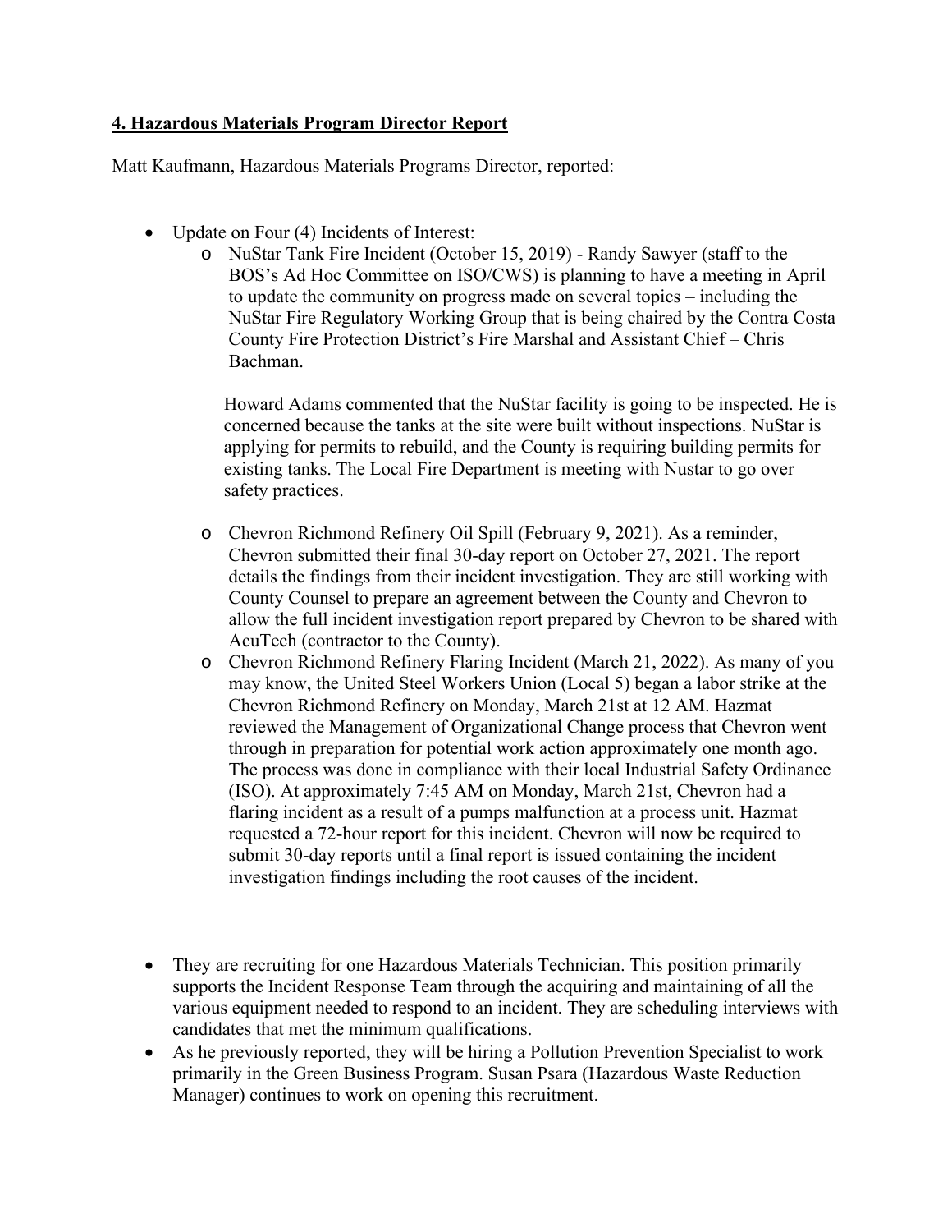**4. Hazardous Materials Program Director Report**

Matt Kaufmann, Hazardous Materials Programs Director, reported:

- Update on Four (4) Incidents of Interest:
  - NuStar Tank Fire Incident (October 15, 2019) - Randy Sawyer (staff to the BOS's Ad Hoc Committee on ISO/CWS) is planning to have a meeting in April to update the community on progress made on several topics – including the NuStar Fire Regulatory Working Group that is being chaired by the Contra Costa County Fire Protection District's Fire Marshal and Assistant Chief – Chris Bachman.

    Howard Adams commented that the NuStar facility is going to be inspected. He is concerned because the tanks at the site were built without inspections. NuStar is applying for permits to rebuild, and the County is requiring building permits for existing tanks. The Local Fire Department is meeting with Nustar to go over safety practices.

  - Chevron Richmond Refinery Oil Spill (February 9, 2021). As a reminder, Chevron submitted their final 30-day report on October 27, 2021. The report details the findings from their incident investigation. They are still working with County Counsel to prepare an agreement between the County and Chevron to allow the full incident investigation report prepared by Chevron to be shared with AcuTech (contractor to the County).
  - Chevron Richmond Refinery Flaring Incident (March 21, 2022). As many of you may know, the United Steel Workers Union (Local 5) began a labor strike at the Chevron Richmond Refinery on Monday, March 21st at 12 AM. Hazmat reviewed the Management of Organizational Change process that Chevron went through in preparation for potential work action approximately one month ago. The process was done in compliance with their local Industrial Safety Ordinance (ISO). At approximately 7:45 AM on Monday, March 21st, Chevron had a flaring incident as a result of a pumps malfunction at a process unit. Hazmat requested a 72-hour report for this incident. Chevron will now be required to submit 30-day reports until a final report is issued containing the incident investigation findings including the root causes of the incident.

- They are recruiting for one Hazardous Materials Technician. This position primarily supports the Incident Response Team through the acquiring and maintaining of all the various equipment needed to respond to an incident. They are scheduling interviews with candidates that met the minimum qualifications.
- As he previously reported, they will be hiring a Pollution Prevention Specialist to work primarily in the Green Business Program. Susan Psara (Hazardous Waste Reduction Manager) continues to work on opening this recruitment.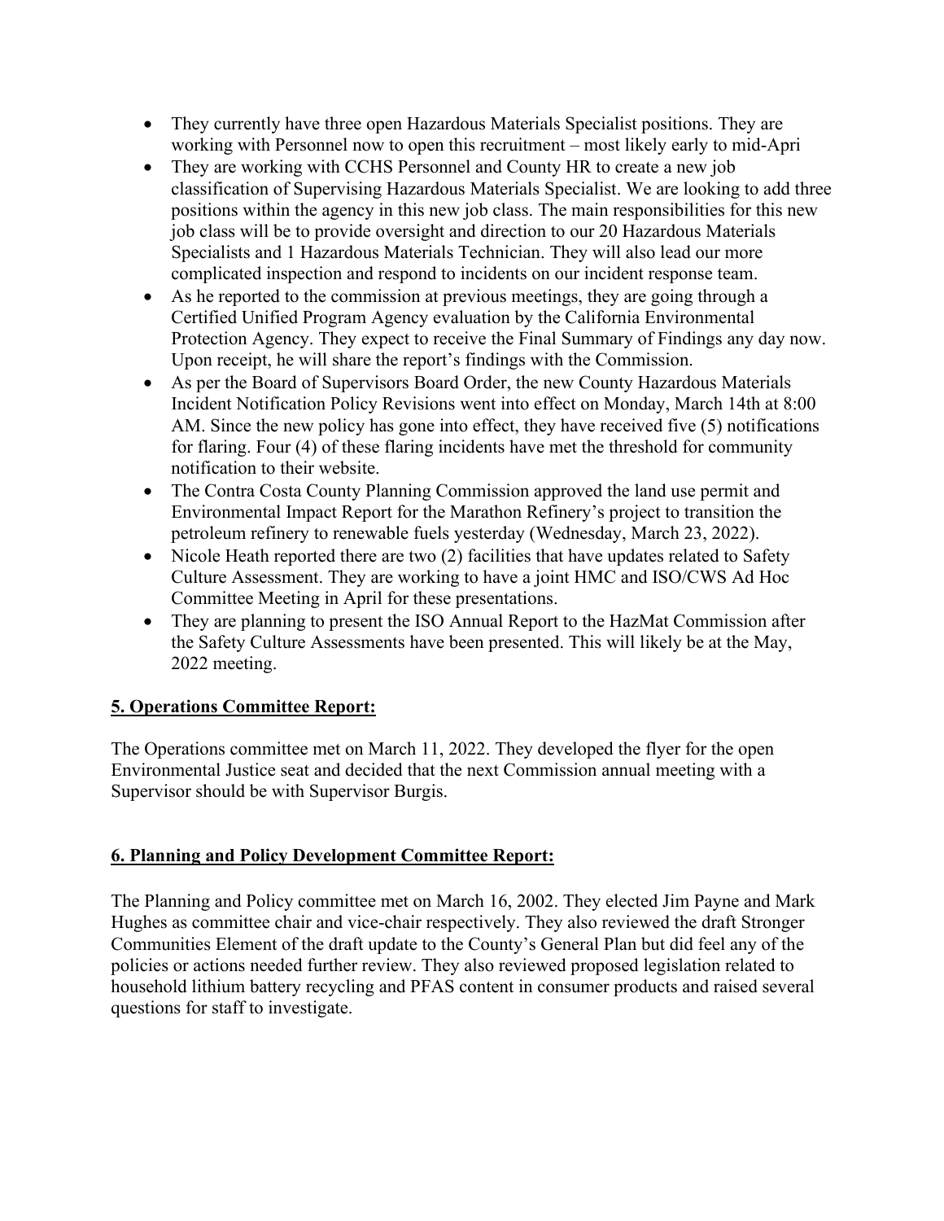- They currently have three open Hazardous Materials Specialist positions. They are working with Personnel now to open this recruitment – most likely early to mid-Apri
- They are working with CCHS Personnel and County HR to create a new job classification of Supervising Hazardous Materials Specialist. We are looking to add three positions within the agency in this new job class. The main responsibilities for this new job class will be to provide oversight and direction to our 20 Hazardous Materials Specialists and 1 Hazardous Materials Technician. They will also lead our more complicated inspection and respond to incidents on our incident response team.
- As he reported to the commission at previous meetings, they are going through a Certified Unified Program Agency evaluation by the California Environmental Protection Agency. They expect to receive the Final Summary of Findings any day now. Upon receipt, he will share the report's findings with the Commission.
- As per the Board of Supervisors Board Order, the new County Hazardous Materials Incident Notification Policy Revisions went into effect on Monday, March 14th at 8:00 AM. Since the new policy has gone into effect, they have received five (5) notifications for flaring. Four (4) of these flaring incidents have met the threshold for community notification to their website.
- The Contra Costa County Planning Commission approved the land use permit and Environmental Impact Report for the Marathon Refinery's project to transition the petroleum refinery to renewable fuels yesterday (Wednesday, March 23, 2022).
- Nicole Heath reported there are two (2) facilities that have updates related to Safety Culture Assessment. They are working to have a joint HMC and ISO/CWS Ad Hoc Committee Meeting in April for these presentations.
- They are planning to present the ISO Annual Report to the HazMat Commission after the Safety Culture Assessments have been presented. This will likely be at the May, 2022 meeting.

**5. Operations Committee Report:**

The Operations committee met on March 11, 2022. They developed the flyer for the open Environmental Justice seat and decided that the next Commission annual meeting with a Supervisor should be with Supervisor Burgis.

**6. Planning and Policy Development Committee Report:**

The Planning and Policy committee met on March 16, 2002. They elected Jim Payne and Mark Hughes as committee chair and vice-chair respectively. They also reviewed the draft Stronger Communities Element of the draft update to the County's General Plan but did feel any of the policies or actions needed further review. They also reviewed proposed legislation related to household lithium battery recycling and PFAS content in consumer products and raised several questions for staff to investigate.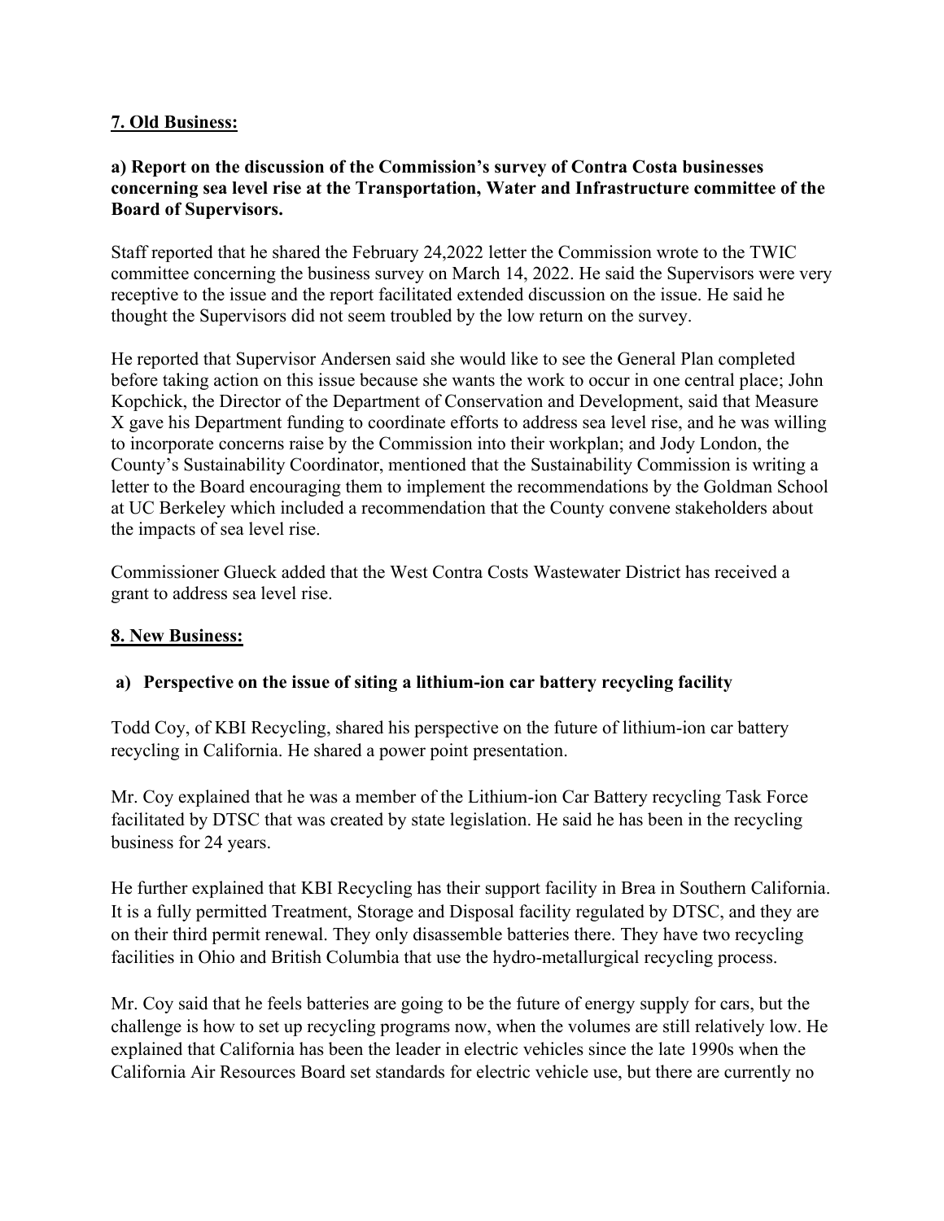**7. Old Business:**

**a) Report on the discussion of the Commission's survey of Contra Costa businesses concerning sea level rise at the Transportation, Water and Infrastructure committee of the Board of Supervisors.**

Staff reported that he shared the February 24,2022 letter the Commission wrote to the TWIC committee concerning the business survey on March 14, 2022. He said the Supervisors were very receptive to the issue and the report facilitated extended discussion on the issue. He said he thought the Supervisors did not seem troubled by the low return on the survey.

He reported that Supervisor Andersen said she would like to see the General Plan completed before taking action on this issue because she wants the work to occur in one central place; John Kopchick, the Director of the Department of Conservation and Development, said that Measure X gave his Department funding to coordinate efforts to address sea level rise, and he was willing to incorporate concerns raise by the Commission into their workplan; and Jody London, the County's Sustainability Coordinator, mentioned that the Sustainability Commission is writing a letter to the Board encouraging them to implement the recommendations by the Goldman School at UC Berkeley which included a recommendation that the County convene stakeholders about the impacts of sea level rise.

Commissioner Glueck added that the West Contra Costs Wastewater District has received a grant to address sea level rise.

**8. New Business:**

**a) Perspective on the issue of siting a lithium-ion car battery recycling facility**

Todd Coy, of KBI Recycling, shared his perspective on the future of lithium-ion car battery recycling in California. He shared a power point presentation.

Mr. Coy explained that he was a member of the Lithium-ion Car Battery recycling Task Force facilitated by DTSC that was created by state legislation. He said he has been in the recycling business for 24 years.

He further explained that KBI Recycling has their support facility in Brea in Southern California. It is a fully permitted Treatment, Storage and Disposal facility regulated by DTSC, and they are on their third permit renewal. They only disassemble batteries there. They have two recycling facilities in Ohio and British Columbia that use the hydro-metallurgical recycling process.

Mr. Coy said that he feels batteries are going to be the future of energy supply for cars, but the challenge is how to set up recycling programs now, when the volumes are still relatively low. He explained that California has been the leader in electric vehicles since the late 1990s when the California Air Resources Board set standards for electric vehicle use, but there are currently no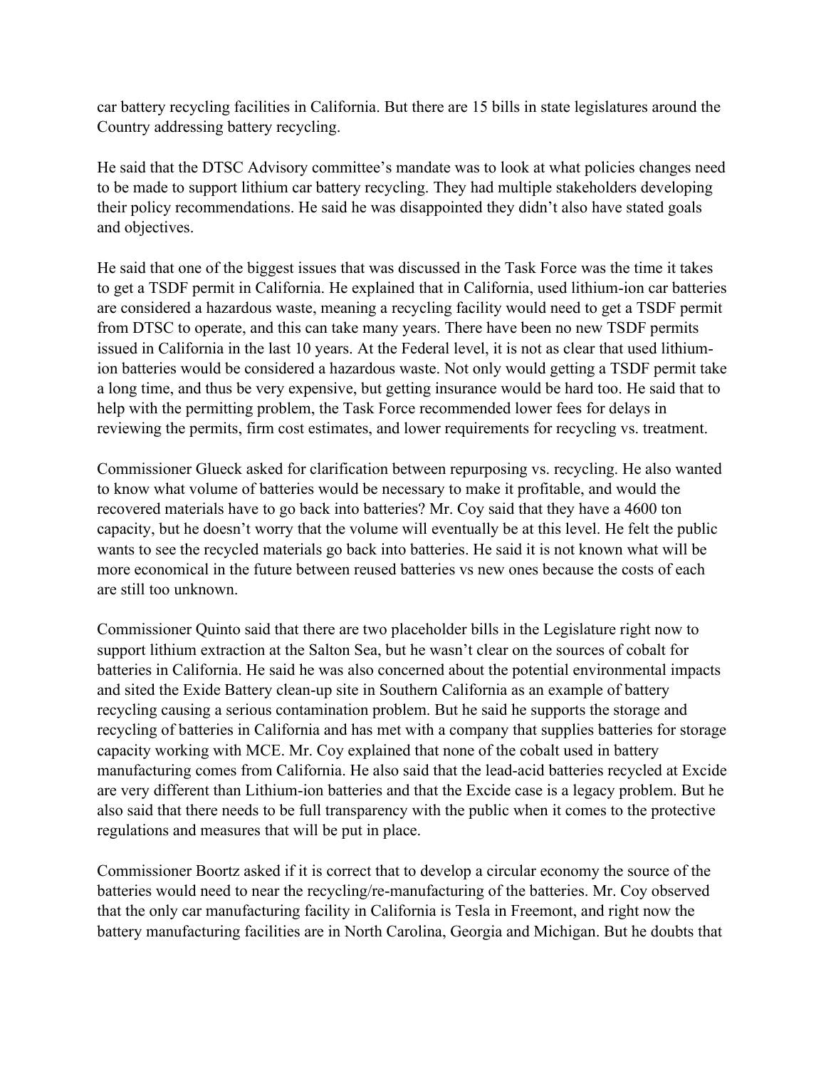car battery recycling facilities in California. But there are 15 bills in state legislatures around the Country addressing battery recycling.

He said that the DTSC Advisory committee's mandate was to look at what policies changes need to be made to support lithium car battery recycling. They had multiple stakeholders developing their policy recommendations. He said he was disappointed they didn't also have stated goals and objectives.

He said that one of the biggest issues that was discussed in the Task Force was the time it takes to get a TSDF permit in California. He explained that in California, used lithium-ion car batteries are considered a hazardous waste, meaning a recycling facility would need to get a TSDF permit from DTSC to operate, and this can take many years. There have been no new TSDF permits issued in California in the last 10 years. At the Federal level, it is not as clear that used lithium-ion batteries would be considered a hazardous waste. Not only would getting a TSDF permit take a long time, and thus be very expensive, but getting insurance would be hard too. He said that to help with the permitting problem, the Task Force recommended lower fees for delays in reviewing the permits, firm cost estimates, and lower requirements for recycling vs. treatment.

Commissioner Glueck asked for clarification between repurposing vs. recycling. He also wanted to know what volume of batteries would be necessary to make it profitable, and would the recovered materials have to go back into batteries? Mr. Coy said that they have a 4600 ton capacity, but he doesn't worry that the volume will eventually be at this level. He felt the public wants to see the recycled materials go back into batteries. He said it is not known what will be more economical in the future between reused batteries vs new ones because the costs of each are still too unknown.

Commissioner Quinto said that there are two placeholder bills in the Legislature right now to support lithium extraction at the Salton Sea, but he wasn't clear on the sources of cobalt for batteries in California. He said he was also concerned about the potential environmental impacts and sited the Exide Battery clean-up site in Southern California as an example of battery recycling causing a serious contamination problem. But he said he supports the storage and recycling of batteries in California and has met with a company that supplies batteries for storage capacity working with MCE. Mr. Coy explained that none of the cobalt used in battery manufacturing comes from California. He also said that the lead-acid batteries recycled at Excide are very different than Lithium-ion batteries and that the Excide case is a legacy problem. But he also said that there needs to be full transparency with the public when it comes to the protective regulations and measures that will be put in place.

Commissioner Boortz asked if it is correct that to develop a circular economy the source of the batteries would need to near the recycling/re-manufacturing of the batteries. Mr. Coy observed that the only car manufacturing facility in California is Tesla in Freemont, and right now the battery manufacturing facilities are in North Carolina, Georgia and Michigan. But he doubts that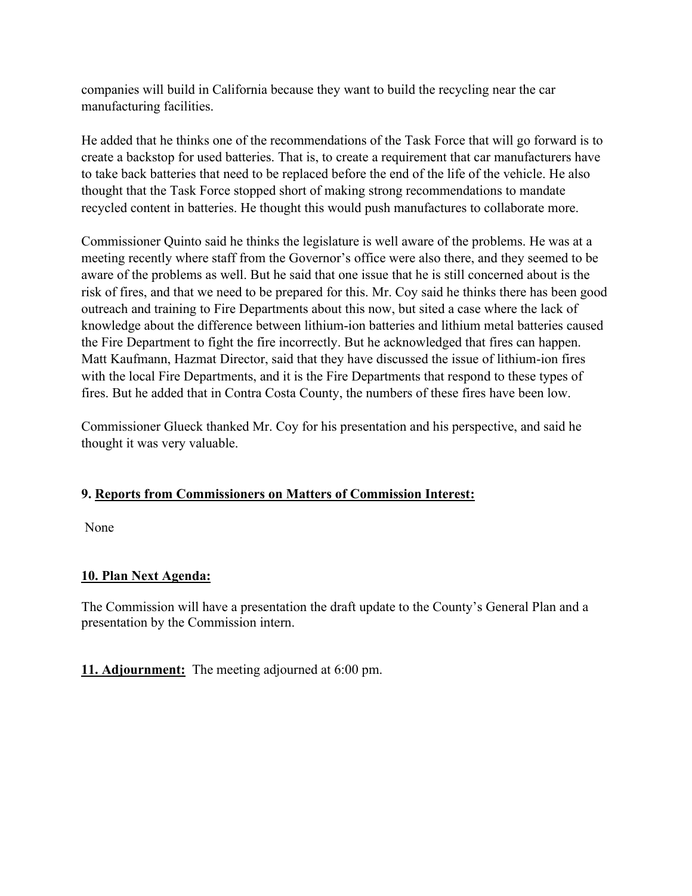companies will build in California because they want to build the recycling near the car manufacturing facilities.

He added that he thinks one of the recommendations of the Task Force that will go forward is to create a backstop for used batteries. That is, to create a requirement that car manufacturers have to take back batteries that need to be replaced before the end of the life of the vehicle. He also thought that the Task Force stopped short of making strong recommendations to mandate recycled content in batteries. He thought this would push manufactures to collaborate more.

Commissioner Quinto said he thinks the legislature is well aware of the problems. He was at a meeting recently where staff from the Governor's office were also there, and they seemed to be aware of the problems as well. But he said that one issue that he is still concerned about is the risk of fires, and that we need to be prepared for this. Mr. Coy said he thinks there has been good outreach and training to Fire Departments about this now, but sited a case where the lack of knowledge about the difference between lithium-ion batteries and lithium metal batteries caused the Fire Department to fight the fire incorrectly. But he acknowledged that fires can happen. Matt Kaufmann, Hazmat Director, said that they have discussed the issue of lithium-ion fires with the local Fire Departments, and it is the Fire Departments that respond to these types of fires. But he added that in Contra Costa County, the numbers of these fires have been low.

Commissioner Glueck thanked Mr. Coy for his presentation and his perspective, and said he thought it was very valuable.

**9. <u>Reports from Commissioners on Matters of Commission Interest:</u>**

None

**<u>10. Plan Next Agenda:</u>**

The Commission will have a presentation the draft update to the County's General Plan and a presentation by the Commission intern.

**<u>11. Adjournment:</u>** The meeting adjourned at 6:00 pm.